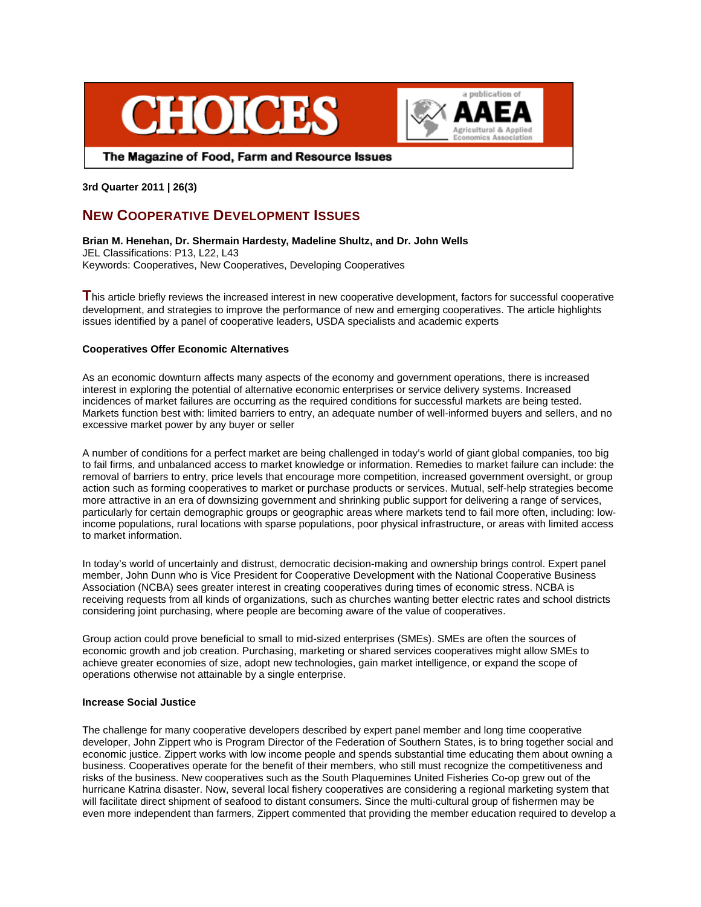# CHOICES

The Magazine of Food, Farm and Resource Issues

a publication of AAEA Agricultural & Applied Economics Association

**3rd Quarter 2011 | 26(3)**

## NEW COOPERATIVE DEVELOPMENT ISSUES

**Brian M. Henehan, Dr. Shermain Hardesty, Madeline Shultz, and Dr. John Wells**
JEL Classifications: P13, L22, L43
Keywords: Cooperatives, New Cooperatives, Developing Cooperatives

This article briefly reviews the increased interest in new cooperative development, factors for successful cooperative development, and strategies to improve the performance of new and emerging cooperatives. The article highlights issues identified by a panel of cooperative leaders, USDA specialists and academic experts

**Cooperatives Offer Economic Alternatives**

As an economic downturn affects many aspects of the economy and government operations, there is increased interest in exploring the potential of alternative economic enterprises or service delivery systems. Increased incidences of market failures are occurring as the required conditions for successful markets are being tested. Markets function best with: limited barriers to entry, an adequate number of well-informed buyers and sellers, and no excessive market power by any buyer or seller

A number of conditions for a perfect market are being challenged in today's world of giant global companies, too big to fail firms, and unbalanced access to market knowledge or information. Remedies to market failure can include: the removal of barriers to entry, price levels that encourage more competition, increased government oversight, or group action such as forming cooperatives to market or purchase products or services. Mutual, self-help strategies become more attractive in an era of downsizing government and shrinking public support for delivering a range of services, particularly for certain demographic groups or geographic areas where markets tend to fail more often, including: low-income populations, rural locations with sparse populations, poor physical infrastructure, or areas with limited access to market information.

In today's world of uncertainly and distrust, democratic decision-making and ownership brings control. Expert panel member, John Dunn who is Vice President for Cooperative Development with the National Cooperative Business Association (NCBA) sees greater interest in creating cooperatives during times of economic stress. NCBA is receiving requests from all kinds of organizations, such as churches wanting better electric rates and school districts considering joint purchasing, where people are becoming aware of the value of cooperatives.

Group action could prove beneficial to small to mid-sized enterprises (SMEs). SMEs are often the sources of economic growth and job creation. Purchasing, marketing or shared services cooperatives might allow SMEs to achieve greater economies of size, adopt new technologies, gain market intelligence, or expand the scope of operations otherwise not attainable by a single enterprise.

**Increase Social Justice**

The challenge for many cooperative developers described by expert panel member and long time cooperative developer, John Zippert who is Program Director of the Federation of Southern States, is to bring together social and economic justice. Zippert works with low income people and spends substantial time educating them about owning a business. Cooperatives operate for the benefit of their members, who still must recognize the competitiveness and risks of the business. New cooperatives such as the South Plaquemines United Fisheries Co-op grew out of the hurricane Katrina disaster. Now, several local fishery cooperatives are considering a regional marketing system that will facilitate direct shipment of seafood to distant consumers. Since the multi-cultural group of fishermen may be even more independent than farmers, Zippert commented that providing the member education required to develop a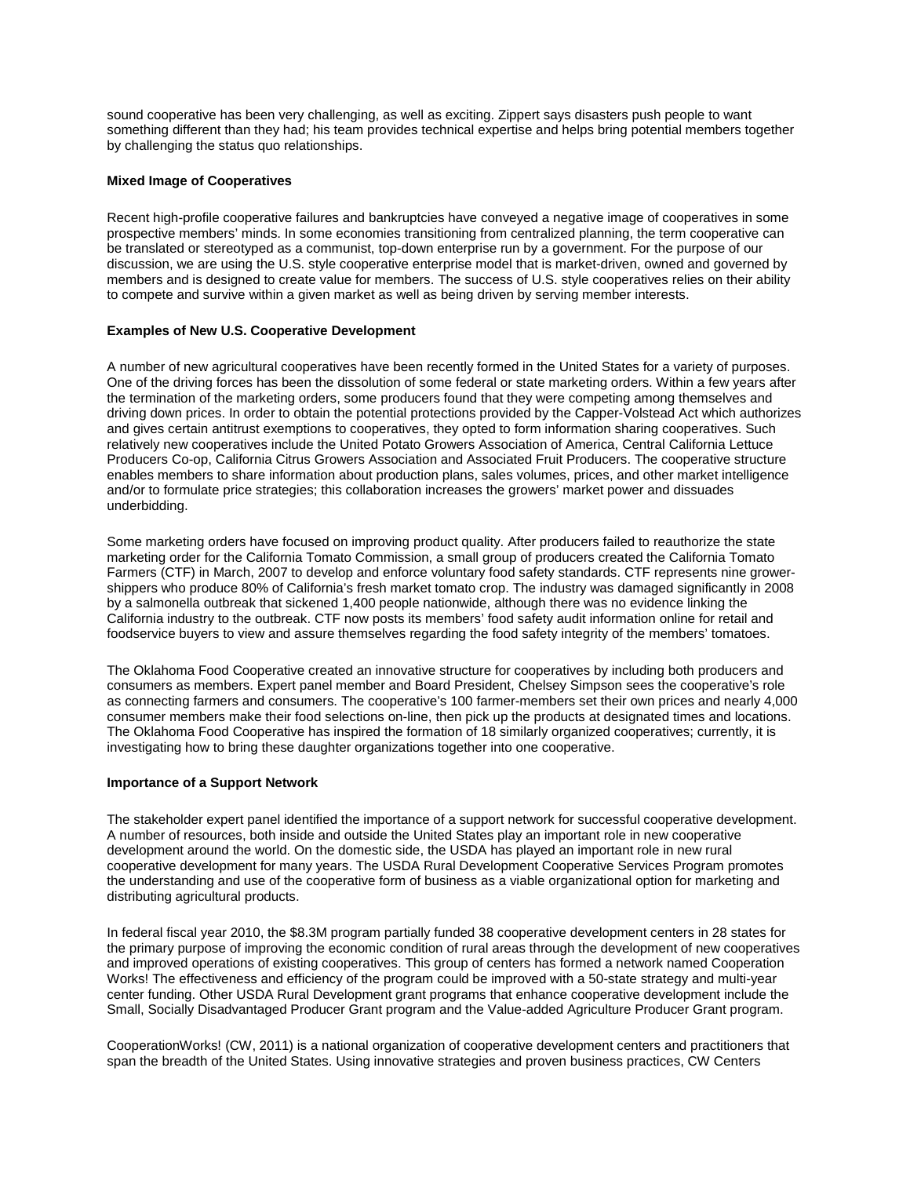sound cooperative has been very challenging, as well as exciting. Zippert says disasters push people to want something different than they had; his team provides technical expertise and helps bring potential members together by challenging the status quo relationships.

**Mixed Image of Cooperatives**

Recent high-profile cooperative failures and bankruptcies have conveyed a negative image of cooperatives in some prospective members' minds. In some economies transitioning from centralized planning, the term cooperative can be translated or stereotyped as a communist, top-down enterprise run by a government. For the purpose of our discussion, we are using the U.S. style cooperative enterprise model that is market-driven, owned and governed by members and is designed to create value for members. The success of U.S. style cooperatives relies on their ability to compete and survive within a given market as well as being driven by serving member interests.

**Examples of New U.S. Cooperative Development**

A number of new agricultural cooperatives have been recently formed in the United States for a variety of purposes. One of the driving forces has been the dissolution of some federal or state marketing orders. Within a few years after the termination of the marketing orders, some producers found that they were competing among themselves and driving down prices. In order to obtain the potential protections provided by the Capper-Volstead Act which authorizes and gives certain antitrust exemptions to cooperatives, they opted to form information sharing cooperatives. Such relatively new cooperatives include the United Potato Growers Association of America, Central California Lettuce Producers Co-op, California Citrus Growers Association and Associated Fruit Producers. The cooperative structure enables members to share information about production plans, sales volumes, prices, and other market intelligence and/or to formulate price strategies; this collaboration increases the growers' market power and dissuades underbidding.

Some marketing orders have focused on improving product quality. After producers failed to reauthorize the state marketing order for the California Tomato Commission, a small group of producers created the California Tomato Farmers (CTF) in March, 2007 to develop and enforce voluntary food safety standards. CTF represents nine grower-shippers who produce 80% of California's fresh market tomato crop. The industry was damaged significantly in 2008 by a salmonella outbreak that sickened 1,400 people nationwide, although there was no evidence linking the California industry to the outbreak. CTF now posts its members' food safety audit information online for retail and foodservice buyers to view and assure themselves regarding the food safety integrity of the members' tomatoes.

The Oklahoma Food Cooperative created an innovative structure for cooperatives by including both producers and consumers as members. Expert panel member and Board President, Chelsey Simpson sees the cooperative's role as connecting farmers and consumers. The cooperative's 100 farmer-members set their own prices and nearly 4,000 consumer members make their food selections on-line, then pick up the products at designated times and locations. The Oklahoma Food Cooperative has inspired the formation of 18 similarly organized cooperatives; currently, it is investigating how to bring these daughter organizations together into one cooperative.

**Importance of a Support Network**

The stakeholder expert panel identified the importance of a support network for successful cooperative development. A number of resources, both inside and outside the United States play an important role in new cooperative development around the world. On the domestic side, the USDA has played an important role in new rural cooperative development for many years. The USDA Rural Development Cooperative Services Program promotes the understanding and use of the cooperative form of business as a viable organizational option for marketing and distributing agricultural products.

In federal fiscal year 2010, the $8.3M program partially funded 38 cooperative development centers in 28 states for the primary purpose of improving the economic condition of rural areas through the development of new cooperatives and improved operations of existing cooperatives. This group of centers has formed a network named Cooperation Works! The effectiveness and efficiency of the program could be improved with a 50-state strategy and multi-year center funding. Other USDA Rural Development grant programs that enhance cooperative development include the Small, Socially Disadvantaged Producer Grant program and the Value-added Agriculture Producer Grant program.

CooperationWorks! (CW, 2011) is a national organization of cooperative development centers and practitioners that span the breadth of the United States. Using innovative strategies and proven business practices, CW Centers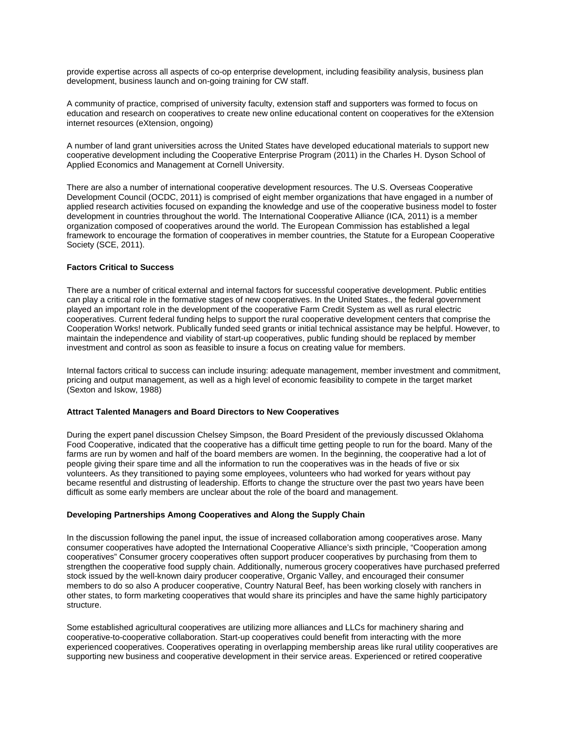provide expertise across all aspects of co-op enterprise development, including feasibility analysis, business plan development, business launch and on-going training for CW staff.

A community of practice, comprised of university faculty, extension staff and supporters was formed to focus on education and research on cooperatives to create new online educational content on cooperatives for the eXtension internet resources (eXtension, ongoing)

A number of land grant universities across the United States have developed educational materials to support new cooperative development including the Cooperative Enterprise Program (2011) in the Charles H. Dyson School of Applied Economics and Management at Cornell University.

There are also a number of international cooperative development resources. The U.S. Overseas Cooperative Development Council (OCDC, 2011) is comprised of eight member organizations that have engaged in a number of applied research activities focused on expanding the knowledge and use of the cooperative business model to foster development in countries throughout the world. The International Cooperative Alliance (ICA, 2011) is a member organization composed of cooperatives around the world. The European Commission has established a legal framework to encourage the formation of cooperatives in member countries, the Statute for a European Cooperative Society (SCE, 2011).

**Factors Critical to Success**

There are a number of critical external and internal factors for successful cooperative development. Public entities can play a critical role in the formative stages of new cooperatives. In the United States., the federal government played an important role in the development of the cooperative Farm Credit System as well as rural electric cooperatives. Current federal funding helps to support the rural cooperative development centers that comprise the Cooperation Works! network. Publically funded seed grants or initial technical assistance may be helpful. However, to maintain the independence and viability of start-up cooperatives, public funding should be replaced by member investment and control as soon as feasible to insure a focus on creating value for members.

Internal factors critical to success can include insuring: adequate management, member investment and commitment, pricing and output management, as well as a high level of economic feasibility to compete in the target market (Sexton and Iskow, 1988)

**Attract Talented Managers and Board Directors to New Cooperatives**

During the expert panel discussion Chelsey Simpson, the Board President of the previously discussed Oklahoma Food Cooperative, indicated that the cooperative has a difficult time getting people to run for the board. Many of the farms are run by women and half of the board members are women. In the beginning, the cooperative had a lot of people giving their spare time and all the information to run the cooperatives was in the heads of five or six volunteers. As they transitioned to paying some employees, volunteers who had worked for years without pay became resentful and distrusting of leadership. Efforts to change the structure over the past two years have been difficult as some early members are unclear about the role of the board and management.

**Developing Partnerships Among Cooperatives and Along the Supply Chain**

In the discussion following the panel input, the issue of increased collaboration among cooperatives arose. Many consumer cooperatives have adopted the International Cooperative Alliance's sixth principle, "Cooperation among cooperatives" Consumer grocery cooperatives often support producer cooperatives by purchasing from them to strengthen the cooperative food supply chain. Additionally, numerous grocery cooperatives have purchased preferred stock issued by the well-known dairy producer cooperative, Organic Valley, and encouraged their consumer members to do so also A producer cooperative, Country Natural Beef, has been working closely with ranchers in other states, to form marketing cooperatives that would share its principles and have the same highly participatory structure.

Some established agricultural cooperatives are utilizing more alliances and LLCs for machinery sharing and cooperative-to-cooperative collaboration. Start-up cooperatives could benefit from interacting with the more experienced cooperatives. Cooperatives operating in overlapping membership areas like rural utility cooperatives are supporting new business and cooperative development in their service areas. Experienced or retired cooperative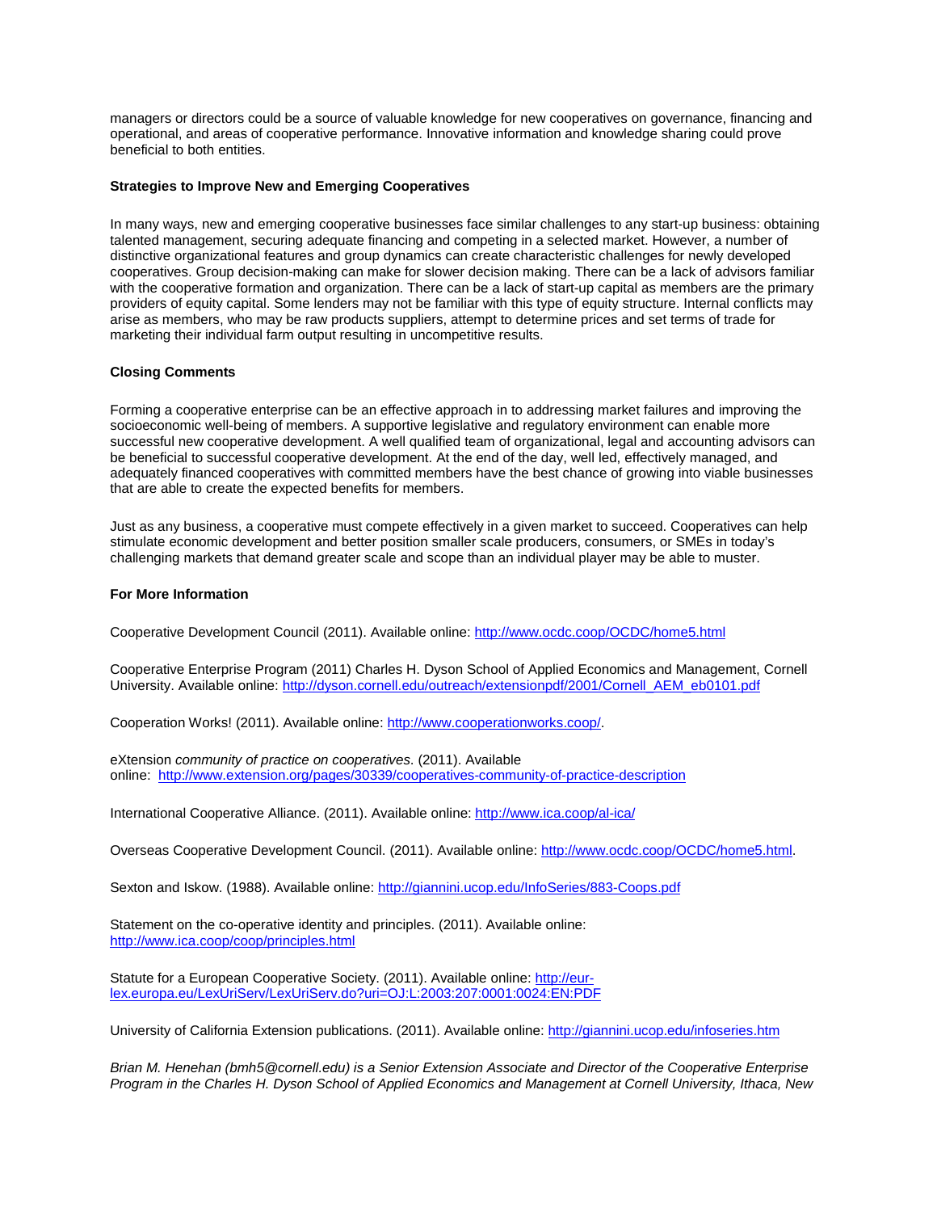managers or directors could be a source of valuable knowledge for new cooperatives on governance, financing and operational, and areas of cooperative performance. Innovative information and knowledge sharing could prove beneficial to both entities.

**Strategies to Improve New and Emerging Cooperatives**

In many ways, new and emerging cooperative businesses face similar challenges to any start-up business: obtaining talented management, securing adequate financing and competing in a selected market. However, a number of distinctive organizational features and group dynamics can create characteristic challenges for newly developed cooperatives. Group decision-making can make for slower decision making. There can be a lack of advisors familiar with the cooperative formation and organization. There can be a lack of start-up capital as members are the primary providers of equity capital. Some lenders may not be familiar with this type of equity structure. Internal conflicts may arise as members, who may be raw products suppliers, attempt to determine prices and set terms of trade for marketing their individual farm output resulting in uncompetitive results.

**Closing Comments**

Forming a cooperative enterprise can be an effective approach in to addressing market failures and improving the socioeconomic well-being of members. A supportive legislative and regulatory environment can enable more successful new cooperative development. A well qualified team of organizational, legal and accounting advisors can be beneficial to successful cooperative development. At the end of the day, well led, effectively managed, and adequately financed cooperatives with committed members have the best chance of growing into viable businesses that are able to create the expected benefits for members.

Just as any business, a cooperative must compete effectively in a given market to succeed. Cooperatives can help stimulate economic development and better position smaller scale producers, consumers, or SMEs in today's challenging markets that demand greater scale and scope than an individual player may be able to muster.

**For More Information**

Cooperative Development Council (2011). Available online: http://www.ocdc.coop/OCDC/home5.html

Cooperative Enterprise Program (2011) Charles H. Dyson School of Applied Economics and Management, Cornell University. Available online: http://dyson.cornell.edu/outreach/extensionpdf/2001/Cornell_AEM_eb0101.pdf

Cooperation Works! (2011). Available online: http://www.cooperationworks.coop/.

eXtension *community of practice on cooperatives*. (2011). Available online: http://www.extension.org/pages/30339/cooperatives-community-of-practice-description

International Cooperative Alliance. (2011). Available online: http://www.ica.coop/al-ica/

Overseas Cooperative Development Council. (2011). Available online: http://www.ocdc.coop/OCDC/home5.html.

Sexton and Iskow. (1988). Available online: http://giannini.ucop.edu/InfoSeries/883-Coops.pdf

Statement on the co-operative identity and principles. (2011). Available online: http://www.ica.coop/coop/principles.html

Statute for a European Cooperative Society. (2011). Available online: http://eur-lex.europa.eu/LexUriServ/LexUriServ.do?uri=OJ:L:2003:207:0001:0024:EN:PDF

University of California Extension publications. (2011). Available online: http://giannini.ucop.edu/infoseries.htm

*Brian M. Henehan (bmh5@cornell.edu) is a Senior Extension Associate and Director of the Cooperative Enterprise Program in the Charles H. Dyson School of Applied Economics and Management at Cornell University, Ithaca, New*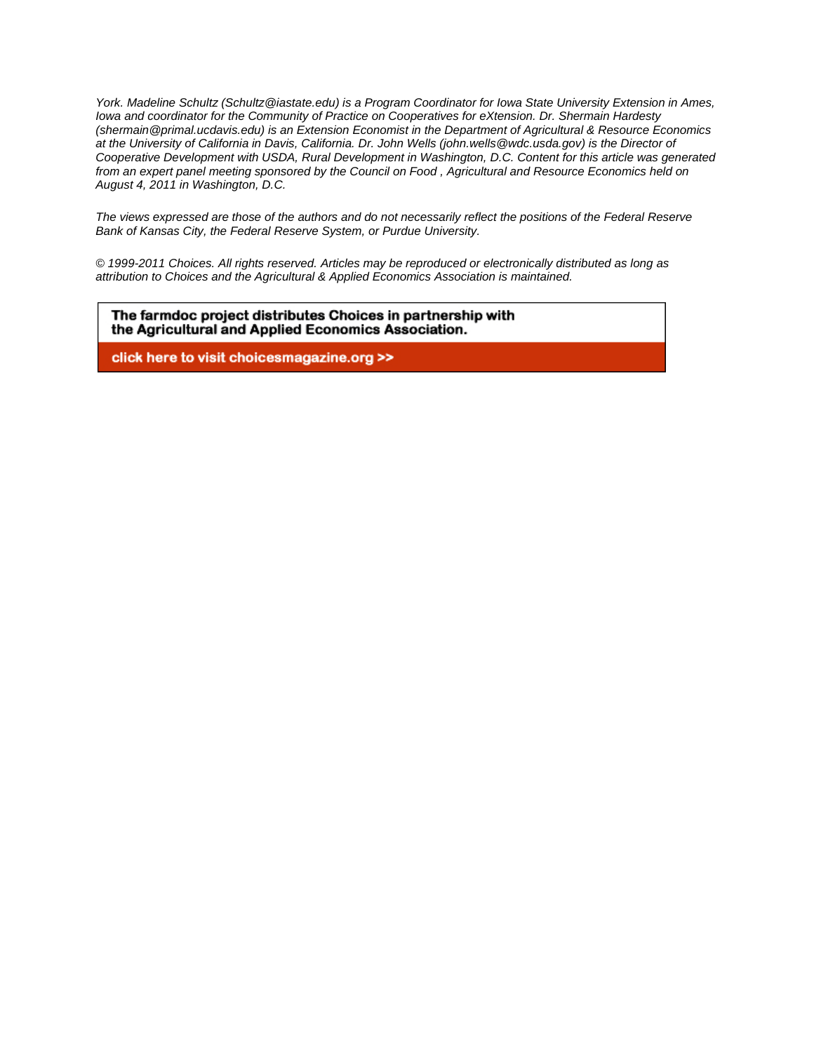*York. Madeline Schultz (Schultz@iastate.edu) is a Program Coordinator for Iowa State University Extension in Ames, Iowa and coordinator for the Community of Practice on Cooperatives for eXtension. Dr. Shermain Hardesty (shermain@primal.ucdavis.edu) is an Extension Economist in the Department of Agricultural & Resource Economics at the University of California in Davis, California. Dr. John Wells (john.wells@wdc.usda.gov) is the Director of Cooperative Development with USDA, Rural Development in Washington, D.C. Content for this article was generated from an expert panel meeting sponsored by the Council on Food , Agricultural and Resource Economics held on August 4, 2011 in Washington, D.C.*

*The views expressed are those of the authors and do not necessarily reflect the positions of the Federal Reserve Bank of Kansas City, the Federal Reserve System, or Purdue University.*

*© 1999-2011 Choices. All rights reserved. Articles may be reproduced or electronically distributed as long as attribution to Choices and the Agricultural & Applied Economics Association is maintained.*

**The farmdoc project distributes Choices in partnership with the Agricultural and Applied Economics Association.**

**click here to visit choicesmagazine.org >>**